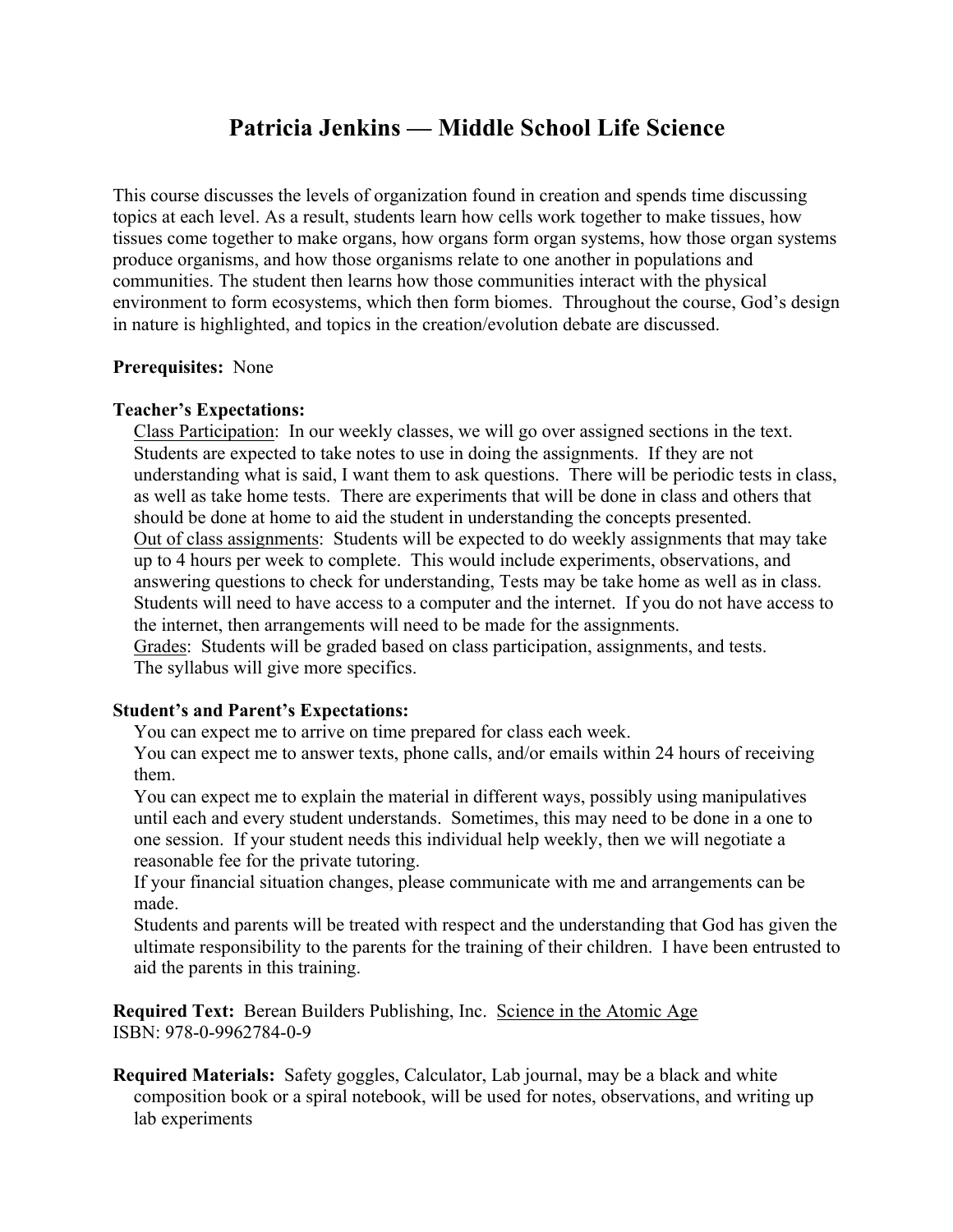# Patricia Jenkins — Middle School Life Science

This course discusses the levels of organization found in creation and spends time discussing topics at each level. As a result, students learn how cells work together to make tissues, how tissues come together to make organs, how organs form organ systems, how those organ systems produce organisms, and how those organisms relate to one another in populations and communities. The student then learns how those communities interact with the physical environment to form ecosystems, which then form biomes. Throughout the course, God's design in nature is highlighted, and topics in the creation/evolution debate are discussed.

**Prerequisites:** None

**Teacher's Expectations:**

Class Participation: In our weekly classes, we will go over assigned sections in the text. Students are expected to take notes to use in doing the assignments. If they are not understanding what is said, I want them to ask questions. There will be periodic tests in class, as well as take home tests. There are experiments that will be done in class and others that should be done at home to aid the student in understanding the concepts presented.

Out of class assignments: Students will be expected to do weekly assignments that may take up to 4 hours per week to complete. This would include experiments, observations, and answering questions to check for understanding, Tests may be take home as well as in class. Students will need to have access to a computer and the internet. If you do not have access to the internet, then arrangements will need to be made for the assignments.

Grades: Students will be graded based on class participation, assignments, and tests. The syllabus will give more specifics.

**Student's and Parent's Expectations:**

You can expect me to arrive on time prepared for class each week.

You can expect me to answer texts, phone calls, and/or emails within 24 hours of receiving them.

You can expect me to explain the material in different ways, possibly using manipulatives until each and every student understands. Sometimes, this may need to be done in a one to one session. If your student needs this individual help weekly, then we will negotiate a reasonable fee for the private tutoring.

If your financial situation changes, please communicate with me and arrangements can be made.

Students and parents will be treated with respect and the understanding that God has given the ultimate responsibility to the parents for the training of their children. I have been entrusted to aid the parents in this training.

**Required Text:** Berean Builders Publishing, Inc. Science in the Atomic Age
ISBN: 978-0-9962784-0-9

**Required Materials:** Safety goggles, Calculator, Lab journal, may be a black and white composition book or a spiral notebook, will be used for notes, observations, and writing up lab experiments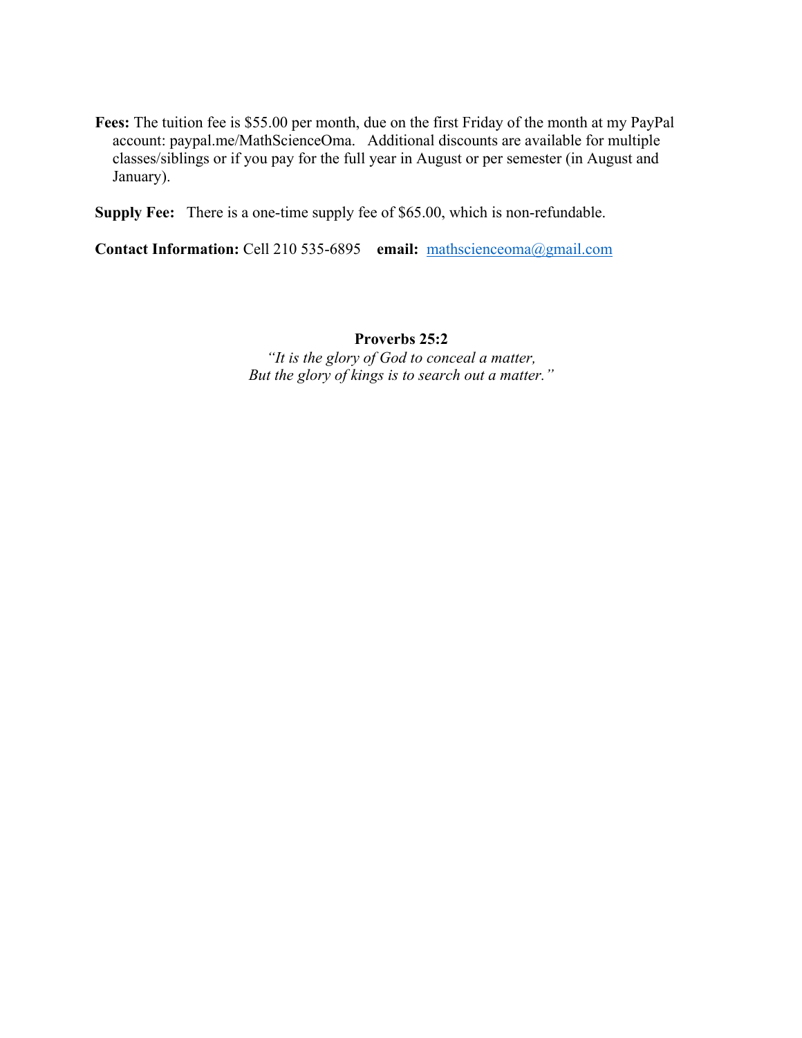**Fees:** The tuition fee is $55.00 per month, due on the first Friday of the month at my PayPal account: paypal.me/MathScienceOma. Additional discounts are available for multiple classes/siblings or if you pay for the full year in August or per semester (in August and January).

**Supply Fee:** There is a one-time supply fee of $65.00, which is non-refundable.

**Contact Information:** Cell 210 535-6895 **email:** mathscienceoma@gmail.com

**Proverbs 25:2**

*"It is the glory of God to conceal a matter,*
*But the glory of kings is to search out a matter."*